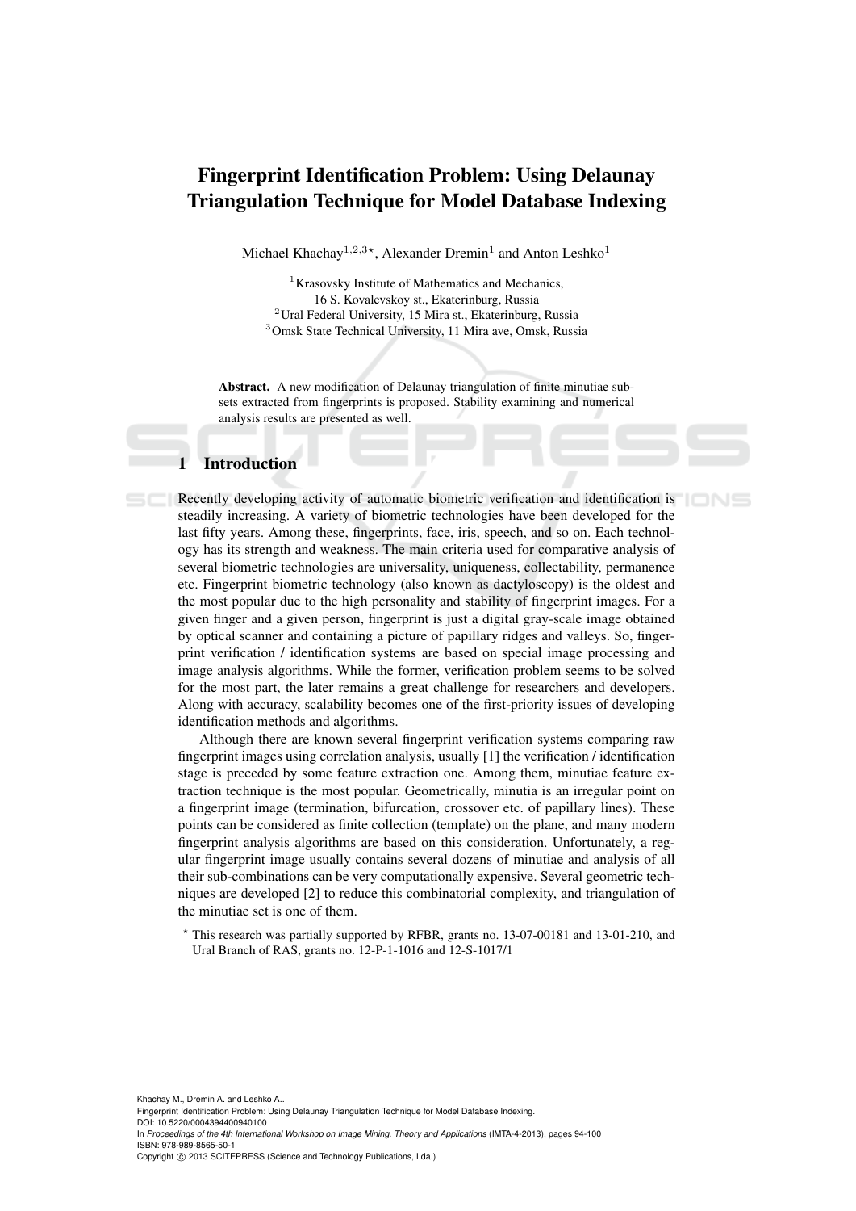# Fingerprint Identification Problem: Using Delaunay Triangulation Technique for Model Database Indexing

Michael Khachay[1,2,3,*], Alexander Dremin[1] and Anton Leshko[1]

[1] Krasovsky Institute of Mathematics and Mechanics, 16 S. Kovalevskoy st., Ekaterinburg, Russia
[2] Ural Federal University, 15 Mira st., Ekaterinburg, Russia
[3] Omsk State Technical University, 11 Mira ave, Omsk, Russia

**Abstract.** A new modification of Delaunay triangulation of finite minutiae subsets extracted from fingerprints is proposed. Stability examining and numerical analysis results are presented as well.

## 1 Introduction

Recently developing activity of automatic biometric verification and identification is steadily increasing. A variety of biometric technologies have been developed for the last fifty years. Among these, fingerprints, face, iris, speech, and so on. Each technology has its strength and weakness. The main criteria used for comparative analysis of several biometric technologies are universality, uniqueness, collectability, permanence etc. Fingerprint biometric technology (also known as dactyloscopy) is the oldest and the most popular due to the high personality and stability of fingerprint images. For a given finger and a given person, fingerprint is just a digital gray-scale image obtained by optical scanner and containing a picture of papillary ridges and valleys. So, fingerprint verification / identification systems are based on special image processing and image analysis algorithms. While the former, verification problem seems to be solved for the most part, the later remains a great challenge for researchers and developers. Along with accuracy, scalability becomes one of the first-priority issues of developing identification methods and algorithms.

Although there are known several fingerprint verification systems comparing raw fingerprint images using correlation analysis, usually [1] the verification / identification stage is preceded by some feature extraction one. Among them, minutiae feature extraction technique is the most popular. Geometrically, minutia is an irregular point on a fingerprint image (termination, bifurcation, crossover etc. of papillary lines). These points can be considered as finite collection (template) on the plane, and many modern fingerprint analysis algorithms are based on this consideration. Unfortunately, a regular fingerprint image usually contains several dozens of minutiae and analysis of all their sub-combinations can be very computationally expensive. Several geometric techniques are developed [2] to reduce this combinatorial complexity, and triangulation of the minutiae set is one of them.

* This research was partially supported by RFBR, grants no. 13-07-00181 and 13-01-210, and Ural Branch of RAS, grants no. 12-P-1-1016 and 12-S-1017/1

Khachay M., Dremin A. and Leshko A..
Fingerprint Identification Problem: Using Delaunay Triangulation Technique for Model Database Indexing.
DOI: 10.5220/0004394400940100
In *Proceedings of the 4th International Workshop on Image Mining. Theory and Applications* (IMTA-4-2013), pages 94-100
ISBN: 978-989-8565-50-1
Copyright © 2013 SCITEPRESS (Science and Technology Publications, Lda.)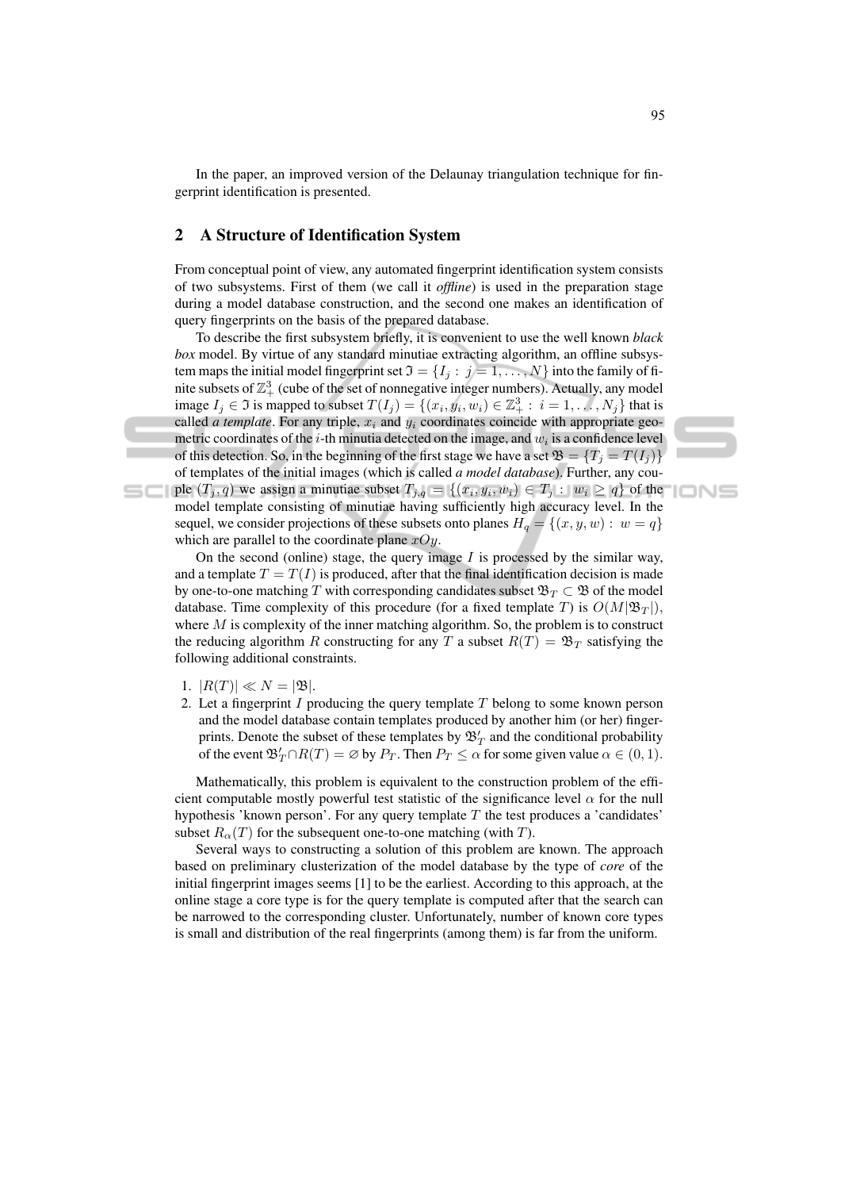In the paper, an improved version of the Delaunay triangulation technique for fingerprint identification is presented.

## 2 A Structure of Identification System

From conceptual point of view, any automated fingerprint identification system consists of two subsystems. First of them (we call it *offline*) is used in the preparation stage during a model database construction, and the second one makes an identification of query fingerprints on the basis of the prepared database.

To describe the first subsystem briefly, it is convenient to use the well known *black box* model. By virtue of any standard minutiae extracting algorithm, an offline subsystem maps the initial model fingerprint set $\mathfrak{I} = \{I_j : j = 1, \ldots, N\}$ into the family of finite subsets of $\mathbb{Z}_+^3$ (cube of the set of nonnegative integer numbers). Actually, any model image $I_j \in \mathfrak{I}$ is mapped to subset $T(I_j) = \{(x_i, y_i, w_i) \in \mathbb{Z}_+^3 : i = 1, \ldots, N_j\}$ that is called *a template*. For any triple, $x_i$ and $y_i$ coordinates coincide with appropriate geometric coordinates of the $i$-th minutia detected on the image, and $w_i$ is a confidence level of this detection. So, in the beginning of the first stage we have a set $\mathfrak{B} = \{T_j = T(I_j)\}$ of templates of the initial images (which is called *a model database*). Further, any couple $(T_j, q)$ we assign a minutiae subset $T_{j,q} = \{(x_i, y_i, w_i) \in T_j : w_i \geq q\}$ of the model template consisting of minutiae having sufficiently high accuracy level. In the sequel, we consider projections of these subsets onto planes $H_q = \{(x, y, w) : w = q\}$ which are parallel to the coordinate plane $xOy$.

On the second (online) stage, the query image $I$ is processed by the similar way, and a template $T = T(I)$ is produced, after that the final identification decision is made by one-to-one matching $T$ with corresponding candidates subset $\mathfrak{B}_T \subset \mathfrak{B}$ of the model database. Time complexity of this procedure (for a fixed template $T$) is $O(M|\mathfrak{B}_T|)$, where $M$ is complexity of the inner matching algorithm. So, the problem is to construct the reducing algorithm $R$ constructing for any $T$ a subset $R(T) = \mathfrak{B}_T$ satisfying the following additional constraints.

1. $|R(T)| \ll N = |\mathfrak{B}|$.
2. Let a fingerprint $I$ producing the query template $T$ belong to some known person and the model database contain templates produced by another him (or her) fingerprints. Denote the subset of these templates by $\mathfrak{B}'_T$ and the conditional probability of the event $\mathfrak{B}'_T \cap R(T) = \varnothing$ by $P_T$. Then $P_T \leq \alpha$ for some given value $\alpha \in (0, 1)$.

Mathematically, this problem is equivalent to the construction problem of the efficient computable mostly powerful test statistic of the significance level $\alpha$ for the null hypothesis 'known person'. For any query template $T$ the test produces a 'candidates' subset $R_\alpha(T)$ for the subsequent one-to-one matching (with $T$).

Several ways to constructing a solution of this problem are known. The approach based on preliminary clusterization of the model database by the type of *core* of the initial fingerprint images seems [1] to be the earliest. According to this approach, at the online stage a core type is for the query template is computed after that the search can be narrowed to the corresponding cluster. Unfortunately, number of known core types is small and distribution of the real fingerprints (among them) is far from the uniform.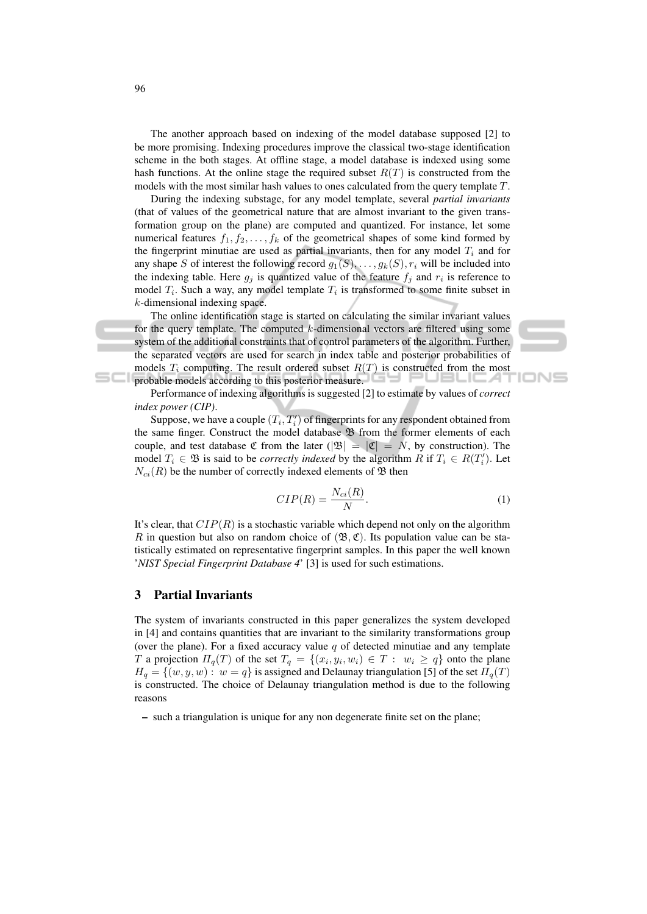The another approach based on indexing of the model database supposed [2] to be more promising. Indexing procedures improve the classical two-stage identification scheme in the both stages. At offline stage, a model database is indexed using some hash functions. At the online stage the required subset $R(T)$ is constructed from the models with the most similar hash values to ones calculated from the query template $T$.

During the indexing substage, for any model template, several *partial invariants* (that of values of the geometrical nature that are almost invariant to the given transformation group on the plane) are computed and quantized. For instance, let some numerical features $f_1, f_2, \ldots, f_k$ of the geometrical shapes of some kind formed by the fingerprint minutiae are used as partial invariants, then for any model $T_i$ and for any shape $S$ of interest the following record $g_1(S), \ldots, g_k(S), r_i$ will be included into the indexing table. Here $g_j$ is quantized value of the feature $f_j$ and $r_i$ is reference to model $T_i$. Such a way, any model template $T_i$ is transformed to some finite subset in $k$-dimensional indexing space.

The online identification stage is started on calculating the similar invariant values for the query template. The computed $k$-dimensional vectors are filtered using some system of the additional constraints that of control parameters of the algorithm. Further, the separated vectors are used for search in index table and posterior probabilities of models $T_i$ computing. The result ordered subset $R(T)$ is constructed from the most probable models according to this posterior measure.

Performance of indexing algorithms is suggested [2] to estimate by values of *correct index power (CIP)*.

Suppose, we have a couple $(T_i, T_i')$ of fingerprints for any respondent obtained from the same finger. Construct the model database $\mathfrak{B}$ from the former elements of each couple, and test database $\mathfrak{C}$ from the later ($|\mathfrak{B}| = |\mathfrak{C}| = N$, by construction). The model $T_i \in \mathfrak{B}$ is said to be *correctly indexed* by the algorithm $R$ if $T_i \in R(T_i')$. Let $N_{ci}(R)$ be the number of correctly indexed elements of $\mathfrak{B}$ then

$$CIP(R) = \frac{N_{ci}(R)}{N}. \tag{1}$$

It's clear, that $CIP(R)$ is a stochastic variable which depend not only on the algorithm $R$ in question but also on random choice of $(\mathfrak{B}, \mathfrak{C})$. Its population value can be statistically estimated on representative fingerprint samples. In this paper the well known '*NIST Special Fingerprint Database 4*' [3] is used for such estimations.

## 3 Partial Invariants

The system of invariants constructed in this paper generalizes the system developed in [4] and contains quantities that are invariant to the similarity transformations group (over the plane). For a fixed accuracy value $q$ of detected minutiae and any template $T$ a projection $\Pi_q(T)$ of the set $T_q = \{(x_i, y_i, w_i) \in T : \ w_i \geq q\}$ onto the plane $H_q = \{(w, y, w) : \ w = q\}$ is assigned and Delaunay triangulation [5] of the set $\Pi_q(T)$ is constructed. The choice of Delaunay triangulation method is due to the following reasons

- such a triangulation is unique for any non degenerate finite set on the plane;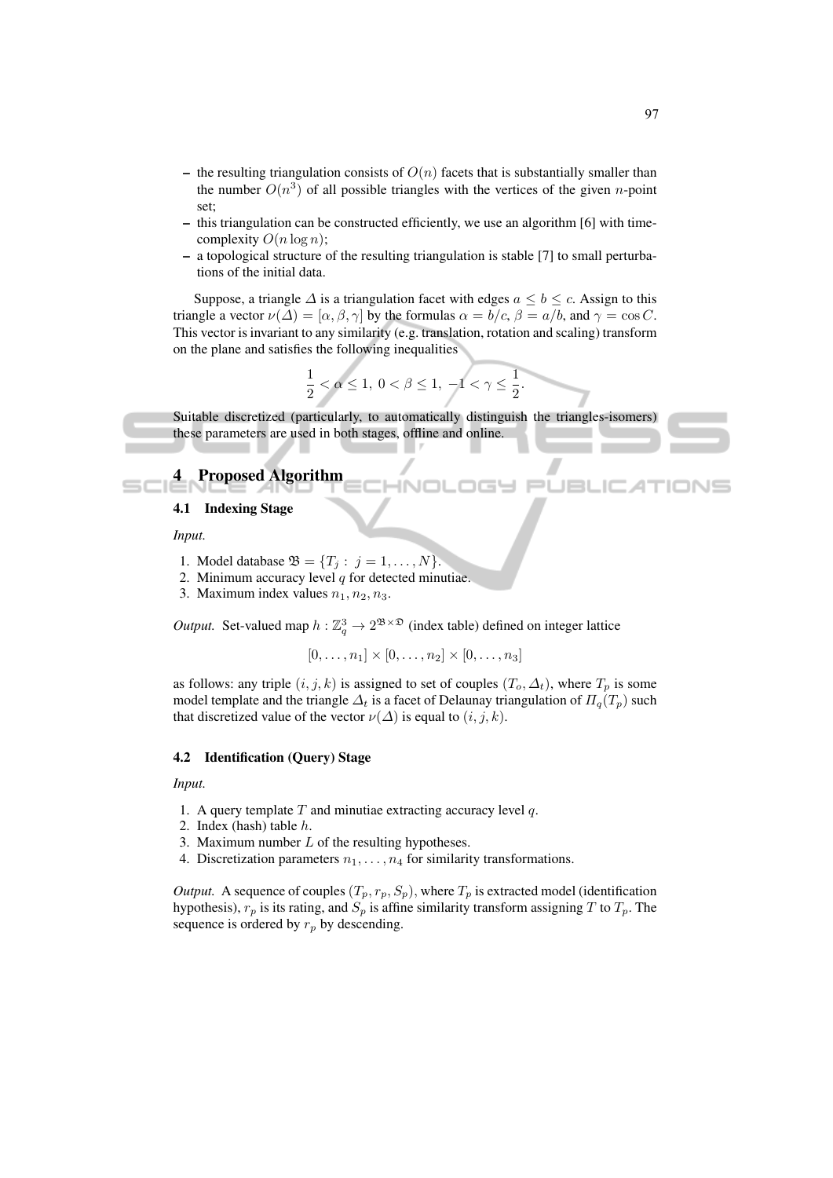- the resulting triangulation consists of $O(n)$ facets that is substantially smaller than the number $O(n^3)$ of all possible triangles with the vertices of the given $n$-point set;
- this triangulation can be constructed efficiently, we use an algorithm [6] with time-complexity $O(n \log n)$;
- a topological structure of the resulting triangulation is stable [7] to small perturbations of the initial data.

Suppose, a triangle $\Delta$ is a triangulation facet with edges $a \leq b \leq c$. Assign to this triangle a vector $\nu(\Delta) = [\alpha, \beta, \gamma]$ by the formulas $\alpha = b/c$, $\beta = a/b$, and $\gamma = \cos C$. This vector is invariant to any similarity (e.g. translation, rotation and scaling) transform on the plane and satisfies the following inequalities

$$\frac{1}{2} < \alpha \leq 1, \ 0 < \beta \leq 1, \ -1 < \gamma \leq \frac{1}{2}.$$

Suitable discretized (particularly, to automatically distinguish the triangles-isomers) these parameters are used in both stages, offline and online.

## 4 Proposed Algorithm

### 4.1 Indexing Stage

*Input.*

1. Model database $\mathfrak{B} = \{T_j : \ j = 1, \ldots, N\}$.
2. Minimum accuracy level $q$ for detected minutiae.
3. Maximum index values $n_1, n_2, n_3$.

*Output.* Set-valued map $h : \mathbb{Z}_q^3 \to 2^{\mathfrak{B} \times \mathfrak{D}}$ (index table) defined on integer lattice

$$[0, \ldots, n_1] \times [0, \ldots, n_2] \times [0, \ldots, n_3]$$

as follows: any triple $(i, j, k)$ is assigned to set of couples $(T_o, \Delta_t)$, where $T_p$ is some model template and the triangle $\Delta_t$ is a facet of Delaunay triangulation of $\Pi_q(T_p)$ such that discretized value of the vector $\nu(\Delta)$ is equal to $(i, j, k)$.

### 4.2 Identification (Query) Stage

*Input.*

1. A query template $T$ and minutiae extracting accuracy level $q$.
2. Index (hash) table $h$.
3. Maximum number $L$ of the resulting hypotheses.
4. Discretization parameters $n_1, \ldots, n_4$ for similarity transformations.

*Output.* A sequence of couples $(T_p, r_p, S_p)$, where $T_p$ is extracted model (identification hypothesis), $r_p$ is its rating, and $S_p$ is affine similarity transform assigning $T$ to $T_p$. The sequence is ordered by $r_p$ by descending.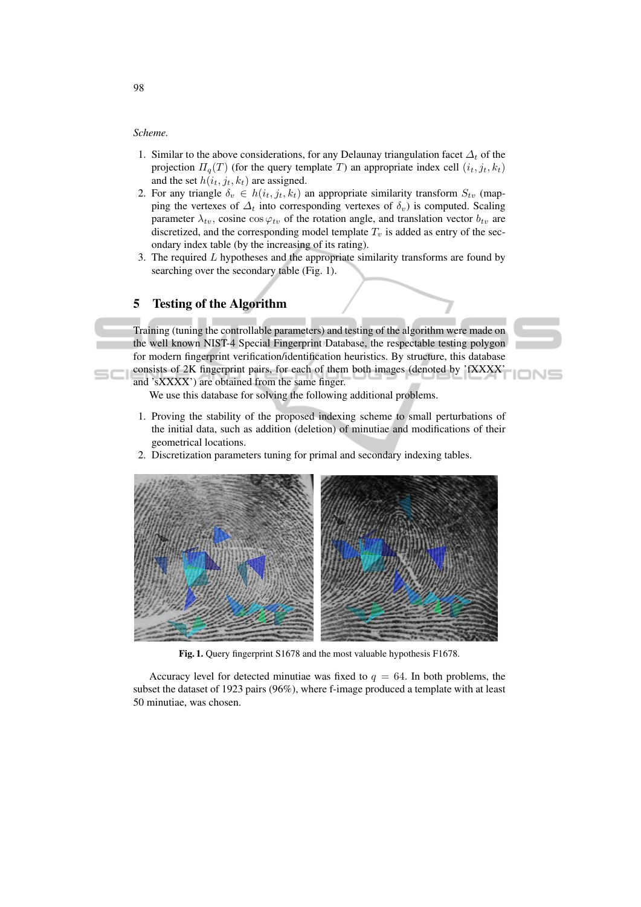*Scheme.*

1. Similar to the above considerations, for any Delaunay triangulation facet $\Delta_t$ of the projection $\Pi_q(T)$ (for the query template $T$) an appropriate index cell $(i_t, j_t, k_t)$ and the set $h(i_t, j_t, k_t)$ are assigned.
2. For any triangle $\delta_v \in h(i_t, j_t, k_t)$ an appropriate similarity transform $S_{tv}$ (mapping the vertexes of $\Delta_t$ into corresponding vertexes of $\delta_v$) is computed. Scaling parameter $\lambda_{tv}$, cosine $\cos \varphi_{tv}$ of the rotation angle, and translation vector $b_{tv}$ are discretized, and the corresponding model template $T_v$ is added as entry of the secondary index table (by the increasing of its rating).
3. The required $L$ hypotheses and the appropriate similarity transforms are found by searching over the secondary table (Fig. 1).

## 5 Testing of the Algorithm

Training (tuning the controllable parameters) and testing of the algorithm were made on the well known NIST-4 Special Fingerprint Database, the respectable testing polygon for modern fingerprint verification/identification heuristics. By structure, this database consists of 2K fingerprint pairs, for each of them both images (denoted by 'fXXXX' and 'sXXXX') are obtained from the same finger.

We use this database for solving the following additional problems.

1. Proving the stability of the proposed indexing scheme to small perturbations of the initial data, such as addition (deletion) of minutiae and modifications of their geometrical locations.
2. Discretization parameters tuning for primal and secondary indexing tables.

**Fig. 1.** Query fingerprint S1678 and the most valuable hypothesis F1678.

Accuracy level for detected minutiae was fixed to $q = 64$. In both problems, the subset the dataset of 1923 pairs (96%), where f-image produced a template with at least 50 minutiae, was chosen.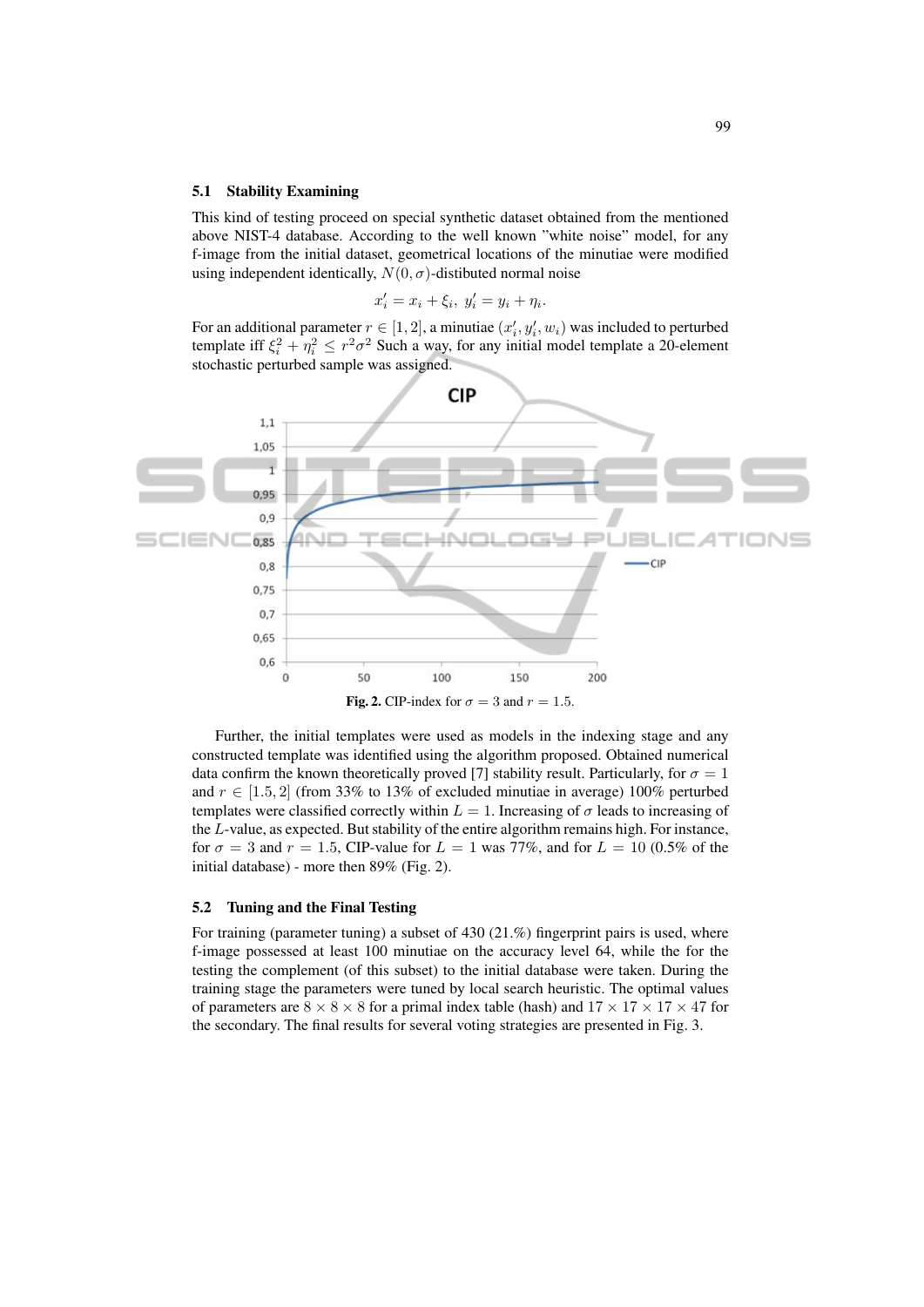### 5.1 Stability Examining

This kind of testing proceed on special synthetic dataset obtained from the mentioned above NIST-4 database. According to the well known "white noise" model, for any f-image from the initial dataset, geometrical locations of the minutiae were modified using independent identically, $N(0, \sigma)$-distibuted normal noise

$$x'_i = x_i + \xi_i,\ y'_i = y_i + \eta_i.$$

For an additional parameter $r \in [1, 2]$, a minutiae $(x'_i, y'_i, w_i)$ was included to perturbed template iff $\xi_i^2 + \eta_i^2 \leq r^2\sigma^2$ Such a way, for any initial model template a 20-element stochastic perturbed sample was assigned.

**Fig. 2.** CIP-index for $\sigma = 3$ and $r = 1.5$.

Further, the initial templates were used as models in the indexing stage and any constructed template was identified using the algorithm proposed. Obtained numerical data confirm the known theoretically proved [7] stability result. Particularly, for $\sigma = 1$ and $r \in [1.5, 2]$ (from 33% to 13% of excluded minutiae in average) 100% perturbed templates were classified correctly within $L = 1$. Increasing of $\sigma$ leads to increasing of the $L$-value, as expected. But stability of the entire algorithm remains high. For instance, for $\sigma = 3$ and $r = 1.5$, CIP-value for $L = 1$ was 77%, and for $L = 10$ (0.5% of the initial database) - more then 89% (Fig. 2).

### 5.2 Tuning and the Final Testing

For training (parameter tuning) a subset of 430 (21.%) fingerprint pairs is used, where f-image possessed at least 100 minutiae on the accuracy level 64, while the for the testing the complement (of this subset) to the initial database were taken. During the training stage the parameters were tuned by local search heuristic. The optimal values of parameters are $8 \times 8 \times 8$ for a primal index table (hash) and $17 \times 17 \times 17 \times 47$ for the secondary. The final results for several voting strategies are presented in Fig. 3.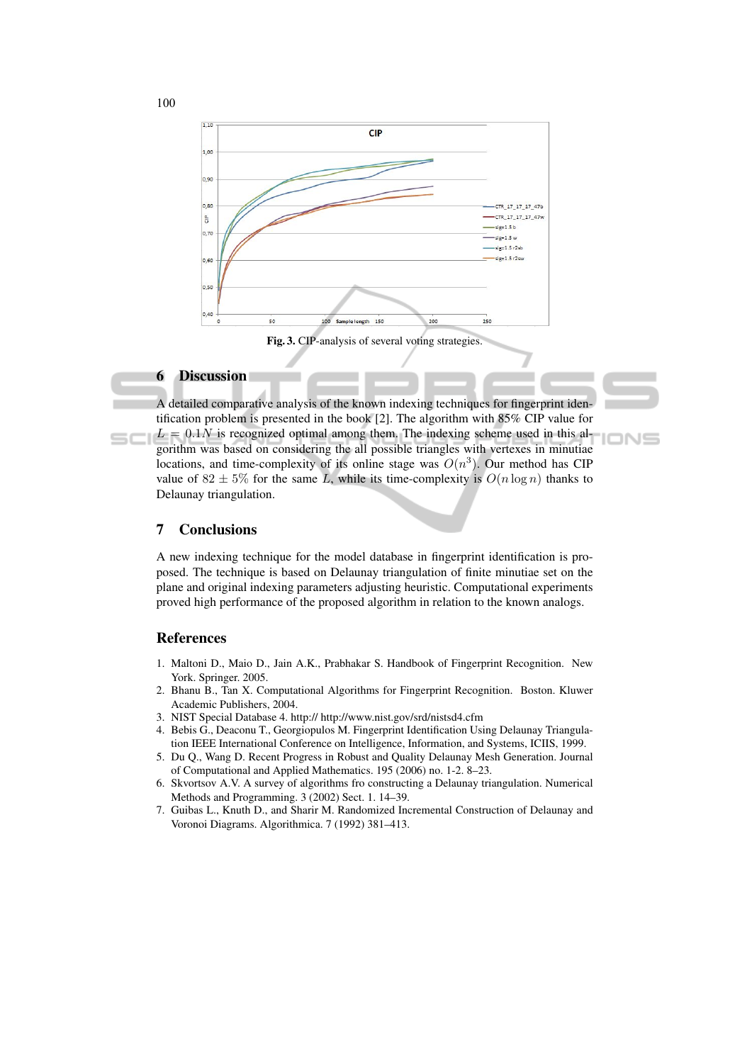CIP

1,10
1,00
0,90
0,80
0,70
0,60
0,50
0,40

CIP

0
50
100 Sample length 150
200
250

CTR_17_17_17_47b
CTR_17_17_17_47w
sig=1.5 b
sig=1.5 w
sig=1.5 r2wb
sig=1.5 r2ww

**Fig. 3.** CIP-analysis of several voting strategies.

## 6 Discussion

A detailed comparative analysis of the known indexing techniques for fingerprint identification problem is presented in the book [2]. The algorithm with 85% CIP value for $L = 0.1N$ is recognized optimal among them. The indexing scheme used in this algorithm was based on considering the all possible triangles with vertexes in minutiae locations, and time-complexity of its online stage was $O(n^3)$. Our method has CIP value of $82 \pm 5\%$ for the same $L$, while its time-complexity is $O(n \log n)$ thanks to Delaunay triangulation.

## 7 Conclusions

A new indexing technique for the model database in fingerprint identification is proposed. The technique is based on Delaunay triangulation of finite minutiae set on the plane and original indexing parameters adjusting heuristic. Computational experiments proved high performance of the proposed algorithm in relation to the known analogs.

## References

1. Maltoni D., Maio D., Jain A.K., Prabhakar S. Handbook of Fingerprint Recognition. New York. Springer. 2005.
2. Bhanu B., Tan X. Computational Algorithms for Fingerprint Recognition. Boston. Kluwer Academic Publishers, 2004.
3. NIST Special Database 4. http:// http://www.nist.gov/srd/nistsd4.cfm
4. Bebis G., Deaconu T., Georgiopulos M. Fingerprint Identification Using Delaunay Triangulation IEEE International Conference on Intelligence, Information, and Systems, ICIIS, 1999.
5. Du Q., Wang D. Recent Progress in Robust and Quality Delaunay Mesh Generation. Journal of Computational and Applied Mathematics. 195 (2006) no. 1-2. 8–23.
6. Skvortsov A.V. A survey of algorithms fro constructing a Delaunay triangulation. Numerical Methods and Programming. 3 (2002) Sect. 1. 14–39.
7. Guibas L., Knuth D., and Sharir M. Randomized Incremental Construction of Delaunay and Voronoi Diagrams. Algorithmica. 7 (1992) 381–413.